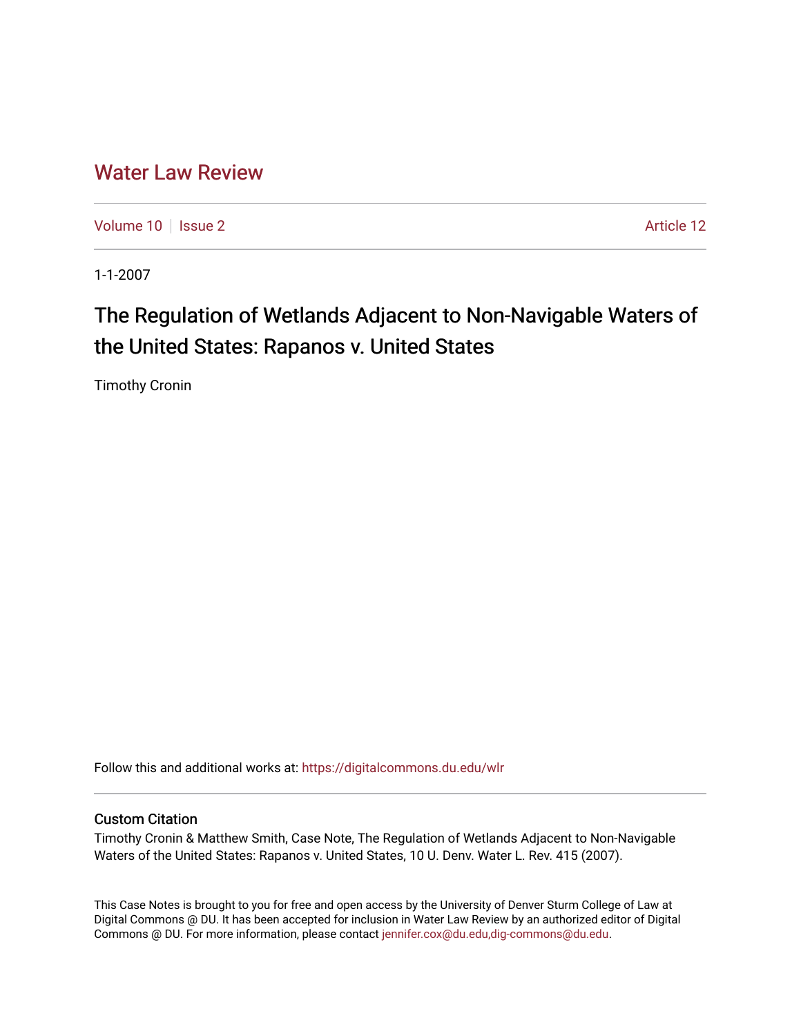# Water Law Review

Volume 10 | Issue 2 Article 12

1-1-2007

## The Regulation of Wetlands Adjacent to Non-Navigable Waters of the United States: Rapanos v. United States

Timothy Cronin

Follow this and additional works at: https://digitalcommons.du.edu/wlr

### Custom Citation

Timothy Cronin & Matthew Smith, Case Note, The Regulation of Wetlands Adjacent to Non-Navigable Waters of the United States: Rapanos v. United States, 10 U. Denv. Water L. Rev. 415 (2007).

This Case Notes is brought to you for free and open access by the University of Denver Sturm College of Law at Digital Commons @ DU. It has been accepted for inclusion in Water Law Review by an authorized editor of Digital Commons @ DU. For more information, please contact jennifer.cox@du.edu,dig-commons@du.edu.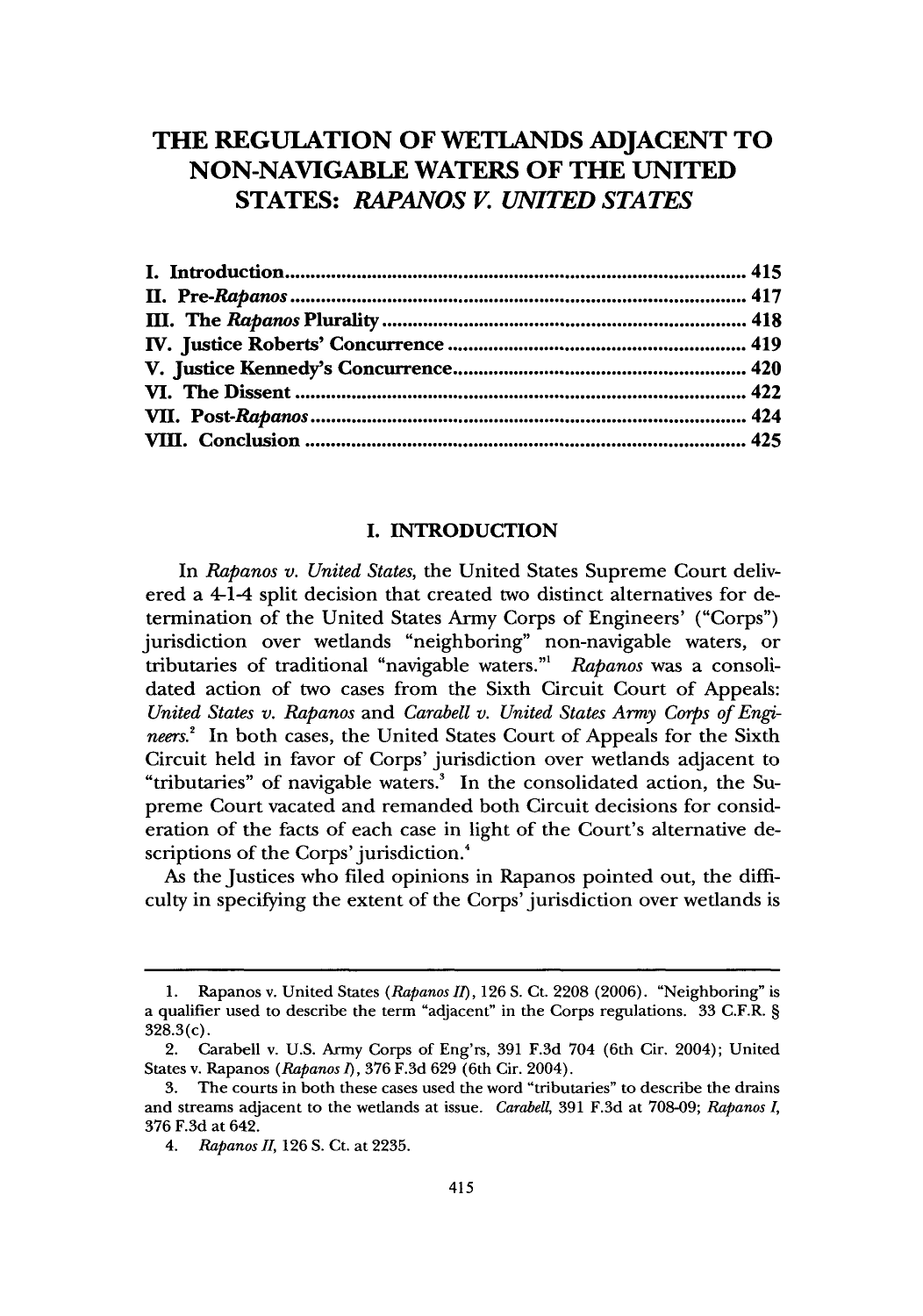# THE REGULATION OF WETLANDS ADJACENT TO NON-NAVIGABLE WATERS OF THE UNITED STATES: *RAPANOS V. UNITED STATES*

I. Introduction .......................................................................................... 415
II. Pre-*Rapanos* .......................................................................................... 417
III. The *Rapanos* Plurality .......................................................................... 418
IV. Justice Roberts' Concurrence .............................................................. 419
V. Justice Kennedy's Concurrence ............................................................ 420
VI. The Dissent .......................................................................................... 422
VII. Post-*Rapanos* ...................................................................................... 424
VIII. Conclusion ........................................................................................ 425

## I. INTRODUCTION

In *Rapanos v. United States*, the United States Supreme Court delivered a 4-1-4 split decision that created two distinct alternatives for determination of the United States Army Corps of Engineers' ("Corps") jurisdiction over wetlands "neighboring" non-navigable waters, or tributaries of traditional "navigable waters."[1] *Rapanos* was a consolidated action of two cases from the Sixth Circuit Court of Appeals: *United States v. Rapanos* and *Carabell v. United States Army Corps of Engineers.*[2] In both cases, the United States Court of Appeals for the Sixth Circuit held in favor of Corps' jurisdiction over wetlands adjacent to "tributaries" of navigable waters.[3] In the consolidated action, the Supreme Court vacated and remanded both Circuit decisions for consideration of the facts of each case in light of the Court's alternative descriptions of the Corps' jurisdiction.[4]

As the Justices who filed opinions in Rapanos pointed out, the difficulty in specifying the extent of the Corps' jurisdiction over wetlands is

---

1. Rapanos v. United States (*Rapanos II*), 126 S. Ct. 2208 (2006). "Neighboring" is a qualifier used to describe the term "adjacent" in the Corps regulations. 33 C.F.R. § 328.3(c).

2. Carabell v. U.S. Army Corps of Eng'rs, 391 F.3d 704 (6th Cir. 2004); United States v. Rapanos (*Rapanos I*), 376 F.3d 629 (6th Cir. 2004).

3. The courts in both these cases used the word "tributaries" to describe the drains and streams adjacent to the wetlands at issue. *Carabell*, 391 F.3d at 708-09; *Rapanos I*, 376 F.3d at 642.

4. *Rapanos II*, 126 S. Ct. at 2235.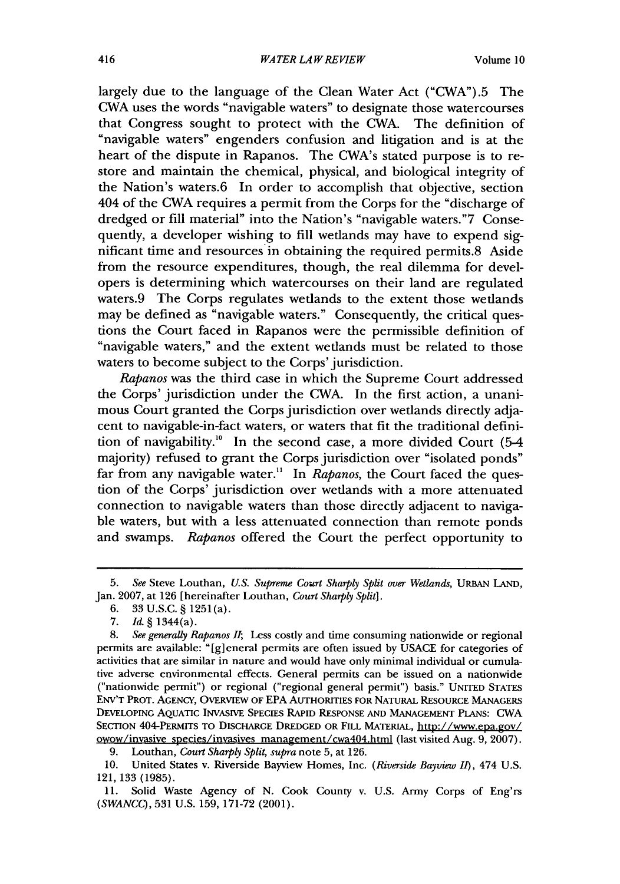largely due to the language of the Clean Water Act ("CWA").5 The CWA uses the words "navigable waters" to designate those watercourses that Congress sought to protect with the CWA. The definition of "navigable waters" engenders confusion and litigation and is at the heart of the dispute in Rapanos. The CWA's stated purpose is to restore and maintain the chemical, physical, and biological integrity of the Nation's waters.6 In order to accomplish that objective, section 404 of the CWA requires a permit from the Corps for the "discharge of dredged or fill material" into the Nation's "navigable waters."7 Consequently, a developer wishing to fill wetlands may have to expend significant time and resources in obtaining the required permits.8 Aside from the resource expenditures, though, the real dilemma for developers is determining which watercourses on their land are regulated waters.9 The Corps regulates wetlands to the extent those wetlands may be defined as "navigable waters." Consequently, the critical questions the Court faced in Rapanos were the permissible definition of "navigable waters," and the extent wetlands must be related to those waters to become subject to the Corps' jurisdiction.

*Rapanos* was the third case in which the Supreme Court addressed the Corps' jurisdiction under the CWA. In the first action, a unanimous Court granted the Corps jurisdiction over wetlands directly adjacent to navigable-in-fact waters, or waters that fit the traditional definition of navigability.[10] In the second case, a more divided Court (5-4 majority) refused to grant the Corps jurisdiction over "isolated ponds" far from any navigable water.[11] In *Rapanos*, the Court faced the question of the Corps' jurisdiction over wetlands with a more attenuated connection to navigable waters than those directly adjacent to navigable waters, but with a less attenuated connection than remote ponds and swamps. *Rapanos* offered the Court the perfect opportunity to

---

5. *See* Steve Louthan, *U.S. Supreme Court Sharply Split over Wetlands*, URBAN LAND, Jan. 2007, at 126 [hereinafter Louthan, *Court Sharply Split*].

6. 33 U.S.C. § 1251(a).

7. *Id.* § 1344(a).

8. *See generally Rapanos II*; Less costly and time consuming nationwide or regional permits are available: "[g]eneral permits are often issued by USACE for categories of activities that are similar in nature and would have only minimal individual or cumulative adverse environmental effects. General permits can be issued on a nationwide ("nationwide permit") or regional ("regional general permit") basis." UNITED STATES ENV'T PROT. AGENCY, OVERVIEW OF EPA AUTHORITIES FOR NATURAL RESOURCE MANAGERS DEVELOPING AQUATIC INVASIVE SPECIES RAPID RESPONSE AND MANAGEMENT PLANS: CWA SECTION 404-PERMITS TO DISCHARGE DREDGED OR FILL MATERIAL, http://www.epa.gov/owow/invasive_species/invasives_management/cwa404.html (last visited Aug. 9, 2007).

9. Louthan, *Court Sharply Split*, *supra* note 5, at 126.

10. United States v. Riverside Bayview Homes, Inc. (*Riverside Bayview II*), 474 U.S. 121, 133 (1985).

11. Solid Waste Agency of N. Cook County v. U.S. Army Corps of Eng'rs (*SWANCC*), 531 U.S. 159, 171-72 (2001).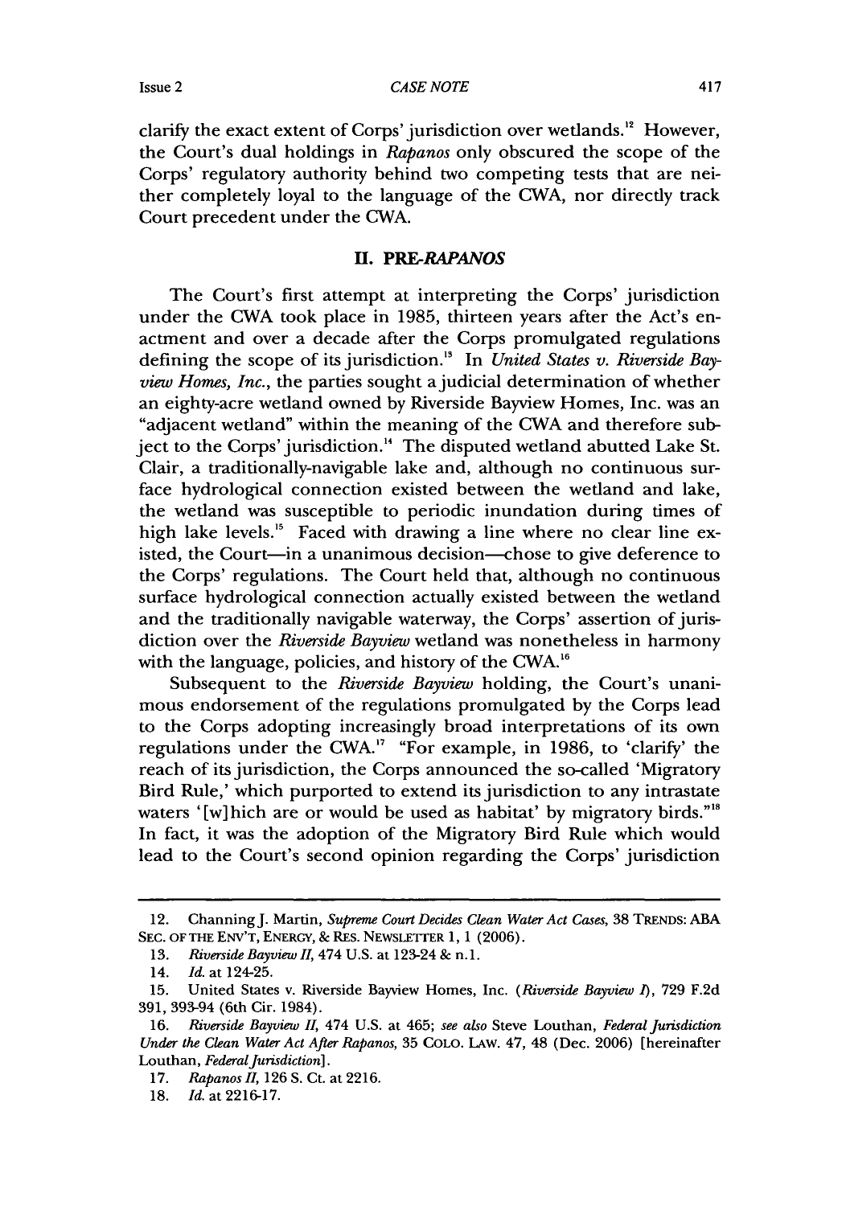clarify the exact extent of Corps' jurisdiction over wetlands.[12] However, the Court's dual holdings in *Rapanos* only obscured the scope of the Corps' regulatory authority behind two competing tests that are neither completely loyal to the language of the CWA, nor directly track Court precedent under the CWA.

## II. PRE-*RAPANOS*

The Court's first attempt at interpreting the Corps' jurisdiction under the CWA took place in 1985, thirteen years after the Act's enactment and over a decade after the Corps promulgated regulations defining the scope of its jurisdiction.[13] In *United States v. Riverside Bayview Homes, Inc.*, the parties sought a judicial determination of whether an eighty-acre wetland owned by Riverside Bayview Homes, Inc. was an "adjacent wetland" within the meaning of the CWA and therefore subject to the Corps' jurisdiction.[14] The disputed wetland abutted Lake St. Clair, a traditionally-navigable lake and, although no continuous surface hydrological connection existed between the wetland and lake, the wetland was susceptible to periodic inundation during times of high lake levels.[15] Faced with drawing a line where no clear line existed, the Court—in a unanimous decision—chose to give deference to the Corps' regulations. The Court held that, although no continuous surface hydrological connection actually existed between the wetland and the traditionally navigable waterway, the Corps' assertion of jurisdiction over the *Riverside Bayview* wetland was nonetheless in harmony with the language, policies, and history of the CWA.[16]

Subsequent to the *Riverside Bayview* holding, the Court's unanimous endorsement of the regulations promulgated by the Corps lead to the Corps adopting increasingly broad interpretations of its own regulations under the CWA.[17] "For example, in 1986, to 'clarify' the reach of its jurisdiction, the Corps announced the so-called 'Migratory Bird Rule,' which purported to extend its jurisdiction to any intrastate waters '[w]hich are or would be used as habitat' by migratory birds."[18] In fact, it was the adoption of the Migratory Bird Rule which would lead to the Court's second opinion regarding the Corps' jurisdiction

---

12. Channing J. Martin, *Supreme Court Decides Clean Water Act Cases*, 38 TRENDS: ABA SEC. OF THE ENV'T, ENERGY, & RES. NEWSLETTER 1, 1 (2006).

13. *Riverside Bayview II*, 474 U.S. at 123-24 & n.1.

14. *Id.* at 124-25.

15. United States v. Riverside Bayview Homes, Inc. (*Riverside Bayview I*), 729 F.2d 391, 393-94 (6th Cir. 1984).

16. *Riverside Bayview II*, 474 U.S. at 465; *see also* Steve Louthan, *Federal Jurisdiction Under the Clean Water Act After Rapanos*, 35 COLO. LAW. 47, 48 (Dec. 2006) [hereinafter Louthan, *Federal Jurisdiction*].

17. *Rapanos II*, 126 S. Ct. at 2216.

18. *Id.* at 2216-17.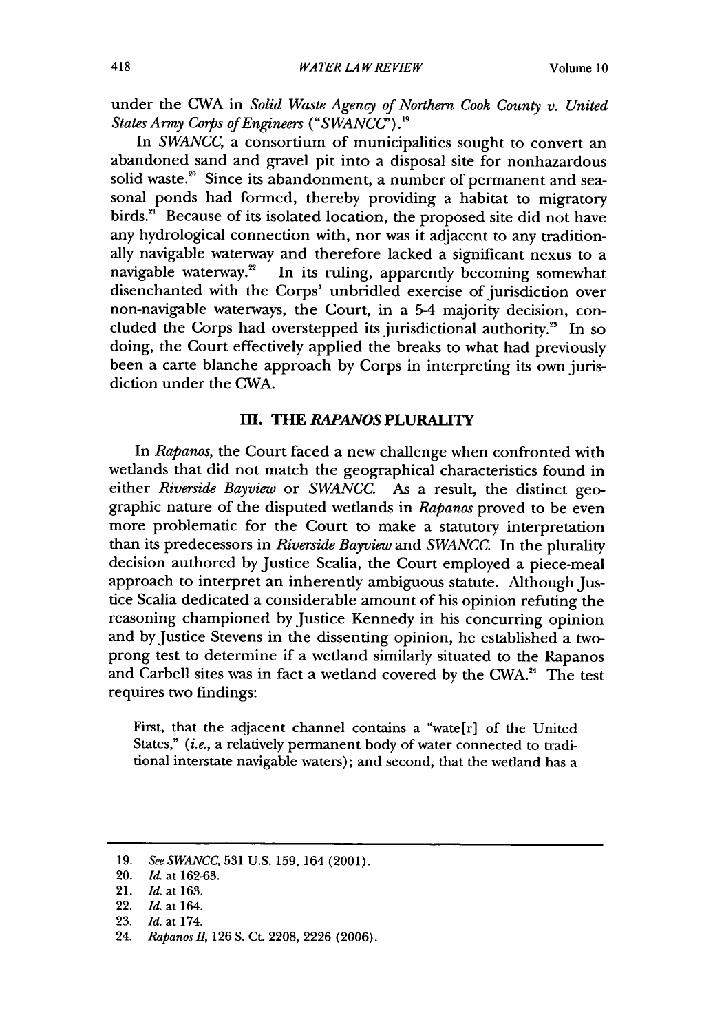under the CWA in *Solid Waste Agency of Northern Cook County v. United States Army Corps of Engineers* ("*SWANCC*").[19]

In *SWANCC*, a consortium of municipalities sought to convert an abandoned sand and gravel pit into a disposal site for nonhazardous solid waste.[20] Since its abandonment, a number of permanent and seasonal ponds had formed, thereby providing a habitat to migratory birds.[21] Because of its isolated location, the proposed site did not have any hydrological connection with, nor was it adjacent to any traditionally navigable waterway and therefore lacked a significant nexus to a navigable waterway.[22] In its ruling, apparently becoming somewhat disenchanted with the Corps' unbridled exercise of jurisdiction over non-navigable waterways, the Court, in a 5-4 majority decision, concluded the Corps had overstepped its jurisdictional authority.[23] In so doing, the Court effectively applied the breaks to what had previously been a carte blanche approach by Corps in interpreting its own jurisdiction under the CWA.

## III. THE *RAPANOS* PLURALITY

In *Rapanos*, the Court faced a new challenge when confronted with wetlands that did not match the geographical characteristics found in either *Riverside Bayview* or *SWANCC*. As a result, the distinct geographic nature of the disputed wetlands in *Rapanos* proved to be even more problematic for the Court to make a statutory interpretation than its predecessors in *Riverside Bayview* and *SWANCC*. In the plurality decision authored by Justice Scalia, the Court employed a piece-meal approach to interpret an inherently ambiguous statute. Although Justice Scalia dedicated a considerable amount of his opinion refuting the reasoning championed by Justice Kennedy in his concurring opinion and by Justice Stevens in the dissenting opinion, he established a two-prong test to determine if a wetland similarly situated to the Rapanos and Carbell sites was in fact a wetland covered by the CWA.[24] The test requires two findings:

> First, that the adjacent channel contains a "wate[r] of the United States," (*i.e.*, a relatively permanent body of water connected to traditional interstate navigable waters); and second, that the wetland has a

---

19. *See SWANCC*, 531 U.S. 159, 164 (2001).
20. *Id.* at 162-63.
21. *Id.* at 163.
22. *Id.* at 164.
23. *Id.* at 174.
24. *Rapanos II*, 126 S. Ct. 2208, 2226 (2006).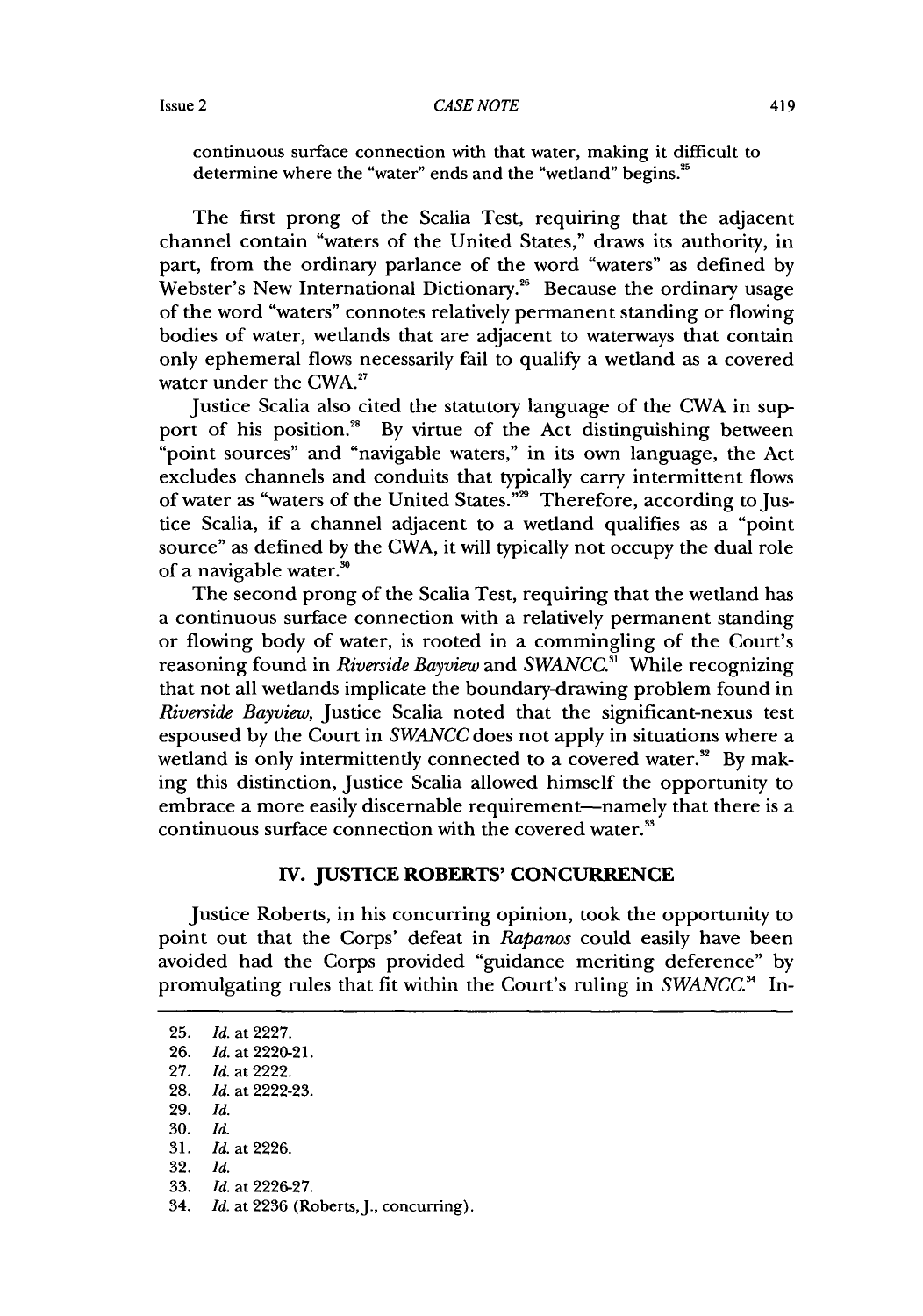continuous surface connection with that water, making it difficult to determine where the "water" ends and the "wetland" begins.[25]

The first prong of the Scalia Test, requiring that the adjacent channel contain "waters of the United States," draws its authority, in part, from the ordinary parlance of the word "waters" as defined by Webster's New International Dictionary.[26] Because the ordinary usage of the word "waters" connotes relatively permanent standing or flowing bodies of water, wetlands that are adjacent to waterways that contain only ephemeral flows necessarily fail to qualify a wetland as a covered water under the CWA.[27]

Justice Scalia also cited the statutory language of the CWA in support of his position.[28] By virtue of the Act distinguishing between "point sources" and "navigable waters," in its own language, the Act excludes channels and conduits that typically carry intermittent flows of water as "waters of the United States."[29] Therefore, according to Justice Scalia, if a channel adjacent to a wetland qualifies as a "point source" as defined by the CWA, it will typically not occupy the dual role of a navigable water.[30]

The second prong of the Scalia Test, requiring that the wetland has a continuous surface connection with a relatively permanent standing or flowing body of water, is rooted in a commingling of the Court's reasoning found in *Riverside Bayview* and *SWANCC*.[31] While recognizing that not all wetlands implicate the boundary-drawing problem found in *Riverside Bayview*, Justice Scalia noted that the significant-nexus test espoused by the Court in *SWANCC* does not apply in situations where a wetland is only intermittently connected to a covered water.[32] By making this distinction, Justice Scalia allowed himself the opportunity to embrace a more easily discernable requirement—namely that there is a continuous surface connection with the covered water.[33]

## IV. JUSTICE ROBERTS' CONCURRENCE

Justice Roberts, in his concurring opinion, took the opportunity to point out that the Corps' defeat in *Rapanos* could easily have been avoided had the Corps provided "guidance meriting deference" by promulgating rules that fit within the Court's ruling in *SWANCC*.[34] In-

---

25. *Id.* at 2227.
26. *Id.* at 2220-21.
27. *Id.* at 2222.
28. *Id.* at 2222-23.
29. *Id.*
30. *Id.*
31. *Id.* at 2226.
32. *Id.*
33. *Id.* at 2226-27.
34. *Id.* at 2236 (Roberts, J., concurring).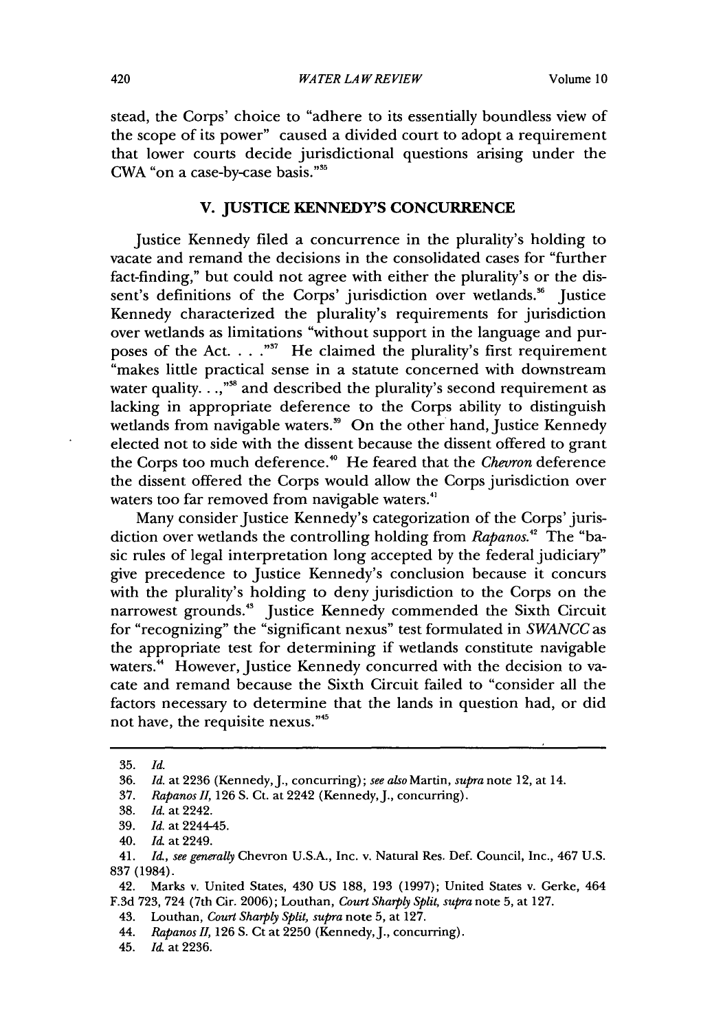stead, the Corps' choice to "adhere to its essentially boundless view of the scope of its power" caused a divided court to adopt a requirement that lower courts decide jurisdictional questions arising under the CWA "on a case-by-case basis."[35]

## V. JUSTICE KENNEDY'S CONCURRENCE

Justice Kennedy filed a concurrence in the plurality's holding to vacate and remand the decisions in the consolidated cases for "further fact-finding," but could not agree with either the plurality's or the dissent's definitions of the Corps' jurisdiction over wetlands.[36] Justice Kennedy characterized the plurality's requirements for jurisdiction over wetlands as limitations "without support in the language and purposes of the Act. . . ."[37] He claimed the plurality's first requirement "makes little practical sense in a statute concerned with downstream water quality. . .,"[38] and described the plurality's second requirement as lacking in appropriate deference to the Corps ability to distinguish wetlands from navigable waters.[39] On the other hand, Justice Kennedy elected not to side with the dissent because the dissent offered to grant the Corps too much deference.[40] He feared that the *Chevron* deference the dissent offered the Corps would allow the Corps jurisdiction over waters too far removed from navigable waters.[41]

Many consider Justice Kennedy's categorization of the Corps' jurisdiction over wetlands the controlling holding from *Rapanos*.[42] The "basic rules of legal interpretation long accepted by the federal judiciary" give precedence to Justice Kennedy's conclusion because it concurs with the plurality's holding to deny jurisdiction to the Corps on the narrowest grounds.[43] Justice Kennedy commended the Sixth Circuit for "recognizing" the "significant nexus" test formulated in *SWANCC* as the appropriate test for determining if wetlands constitute navigable waters.[44] However, Justice Kennedy concurred with the decision to vacate and remand because the Sixth Circuit failed to "consider all the factors necessary to determine that the lands in question had, or did not have, the requisite nexus."[45]

---

35. *Id.*

36. *Id.* at 2236 (Kennedy, J., concurring); *see also* Martin, *supra* note 12, at 14.

37. *Rapanos II*, 126 S. Ct. at 2242 (Kennedy, J., concurring).

38. *Id.* at 2242.

39. *Id.* at 2244-45.

40. *Id.* at 2249.

41. *Id.*, *see generally* Chevron U.S.A., Inc. v. Natural Res. Def. Council, Inc., 467 U.S. 837 (1984).

42. Marks v. United States, 430 US 188, 193 (1997); United States v. Gerke, 464 F.3d 723, 724 (7th Cir. 2006); Louthan, *Court Sharply Split*, *supra* note 5, at 127.

43. Louthan, *Court Sharply Split*, *supra* note 5, at 127.

44. *Rapanos II*, 126 S. Ct at 2250 (Kennedy, J., concurring).

45. *Id.* at 2236.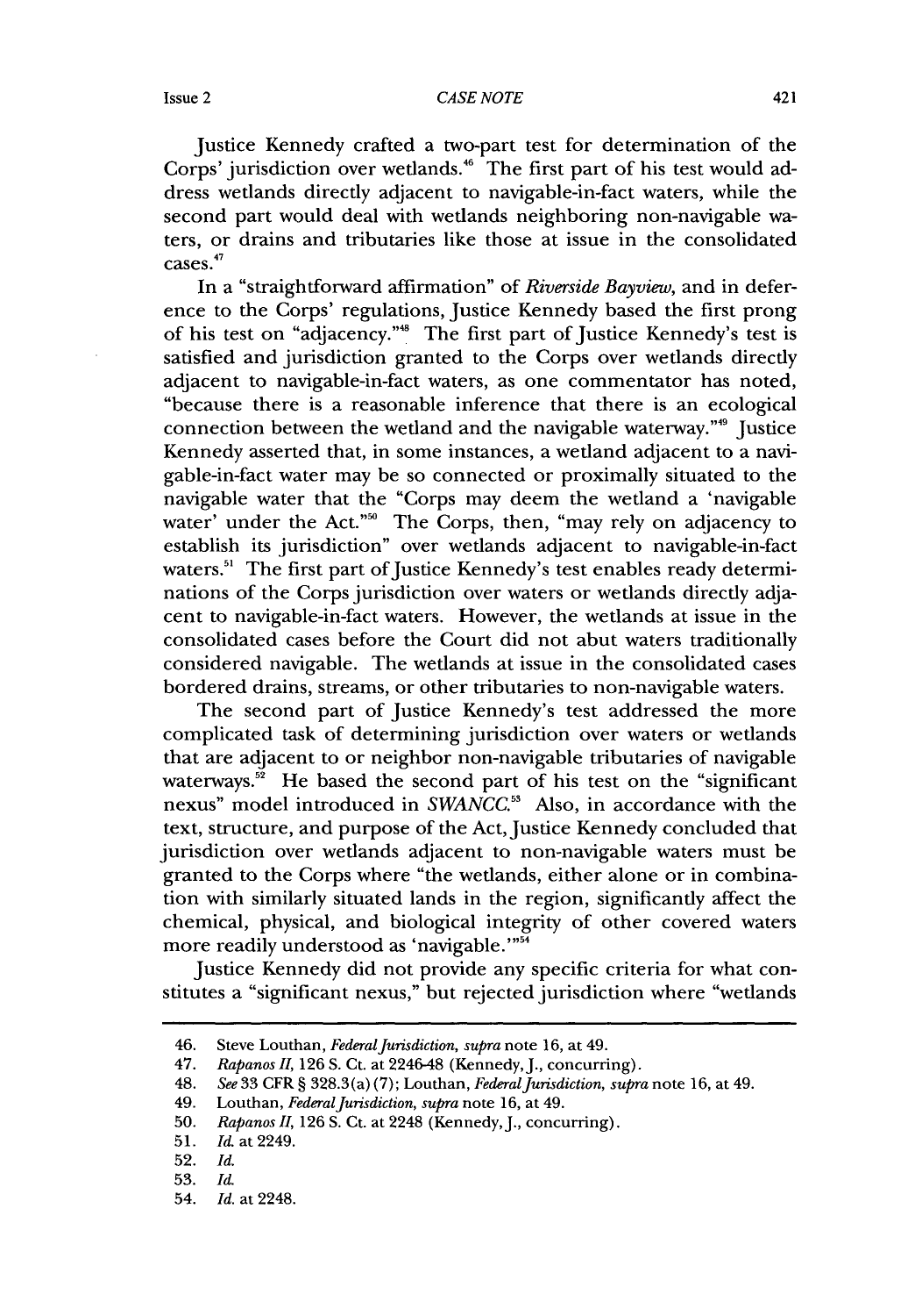Justice Kennedy crafted a two-part test for determination of the Corps' jurisdiction over wetlands.[46] The first part of his test would address wetlands directly adjacent to navigable-in-fact waters, while the second part would deal with wetlands neighboring non-navigable waters, or drains and tributaries like those at issue in the consolidated cases.[47]

In a "straightforward affirmation" of *Riverside Bayview*, and in deference to the Corps' regulations, Justice Kennedy based the first prong of his test on "adjacency."[48] The first part of Justice Kennedy's test is satisfied and jurisdiction granted to the Corps over wetlands directly adjacent to navigable-in-fact waters, as one commentator has noted, "because there is a reasonable inference that there is an ecological connection between the wetland and the navigable waterway."[49] Justice Kennedy asserted that, in some instances, a wetland adjacent to a navigable-in-fact water may be so connected or proximally situated to the navigable water that the "Corps may deem the wetland a 'navigable water' under the Act."[50] The Corps, then, "may rely on adjacency to establish its jurisdiction" over wetlands adjacent to navigable-in-fact waters.[51] The first part of Justice Kennedy's test enables ready determinations of the Corps jurisdiction over waters or wetlands directly adjacent to navigable-in-fact waters. However, the wetlands at issue in the consolidated cases before the Court did not abut waters traditionally considered navigable. The wetlands at issue in the consolidated cases bordered drains, streams, or other tributaries to non-navigable waters.

The second part of Justice Kennedy's test addressed the more complicated task of determining jurisdiction over waters or wetlands that are adjacent to or neighbor non-navigable tributaries of navigable waterways.[52] He based the second part of his test on the "significant nexus" model introduced in *SWANCC*.[53] Also, in accordance with the text, structure, and purpose of the Act, Justice Kennedy concluded that jurisdiction over wetlands adjacent to non-navigable waters must be granted to the Corps where "the wetlands, either alone or in combination with similarly situated lands in the region, significantly affect the chemical, physical, and biological integrity of other covered waters more readily understood as 'navigable.'"[54]

Justice Kennedy did not provide any specific criteria for what constitutes a "significant nexus," but rejected jurisdiction where "wetlands

---

46. Steve Louthan, *Federal Jurisdiction*, *supra* note 16, at 49.
47. *Rapanos II*, 126 S. Ct. at 2246-48 (Kennedy, J., concurring).
48. *See* 33 CFR § 328.3(a)(7); Louthan, *Federal Jurisdiction*, *supra* note 16, at 49.
49. Louthan, *Federal Jurisdiction*, *supra* note 16, at 49.
50. *Rapanos II*, 126 S. Ct. at 2248 (Kennedy, J., concurring).
51. *Id.* at 2249.
52. *Id.*
53. *Id.*
54. *Id.* at 2248.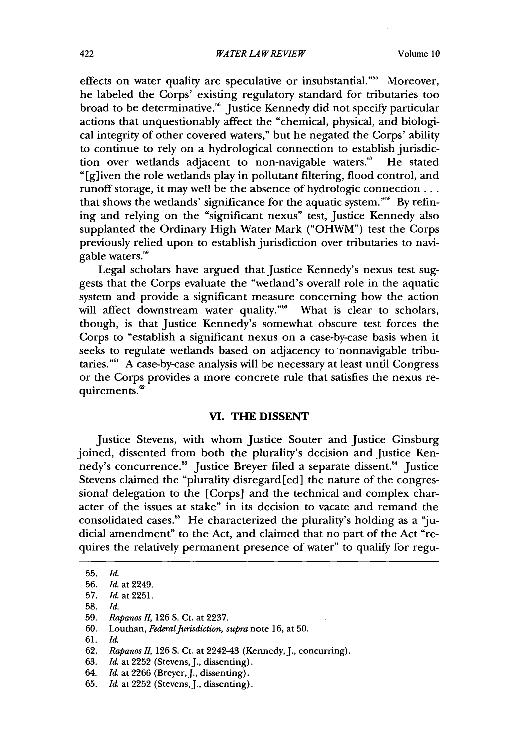effects on water quality are speculative or insubstantial."[55] Moreover, he labeled the Corps' existing regulatory standard for tributaries too broad to be determinative.[56] Justice Kennedy did not specify particular actions that unquestionably affect the "chemical, physical, and biological integrity of other covered waters," but he negated the Corps' ability to continue to rely on a hydrological connection to establish jurisdiction over wetlands adjacent to non-navigable waters.[57] He stated "[g]iven the role wetlands play in pollutant filtering, flood control, and runoff storage, it may well be the absence of hydrologic connection . . . that shows the wetlands' significance for the aquatic system."[58] By refining and relying on the "significant nexus" test, Justice Kennedy also supplanted the Ordinary High Water Mark ("OHWM") test the Corps previously relied upon to establish jurisdiction over tributaries to navigable waters.[59]

Legal scholars have argued that Justice Kennedy's nexus test suggests that the Corps evaluate the "wetland's overall role in the aquatic system and provide a significant measure concerning how the action will affect downstream water quality."[60] What is clear to scholars, though, is that Justice Kennedy's somewhat obscure test forces the Corps to "establish a significant nexus on a case-by-case basis when it seeks to regulate wetlands based on adjacency to nonnavigable tributaries."[61] A case-by-case analysis will be necessary at least until Congress or the Corps provides a more concrete rule that satisfies the nexus requirements.[62]

## VI. THE DISSENT

Justice Stevens, with whom Justice Souter and Justice Ginsburg joined, dissented from both the plurality's decision and Justice Kennedy's concurrence.[63] Justice Breyer filed a separate dissent.[64] Justice Stevens claimed the "plurality disregard[ed] the nature of the congressional delegation to the [Corps] and the technical and complex character of the issues at stake" in its decision to vacate and remand the consolidated cases.[65] He characterized the plurality's holding as a "judicial amendment" to the Act, and claimed that no part of the Act "requires the relatively permanent presence of water" to qualify for regu-

---

55. *Id.*
56. *Id.* at 2249.
57. *Id.* at 2251.
58. *Id.*
59. *Rapanos II*, 126 S. Ct. at 2237.
60. Louthan, *Federal Jurisdiction*, *supra* note 16, at 50.
61. *Id.*
62. *Rapanos II*, 126 S. Ct. at 2242-43 (Kennedy, J., concurring).
63. *Id.* at 2252 (Stevens, J., dissenting).
64. *Id.* at 2266 (Breyer, J., dissenting).
65. *Id.* at 2252 (Stevens, J., dissenting).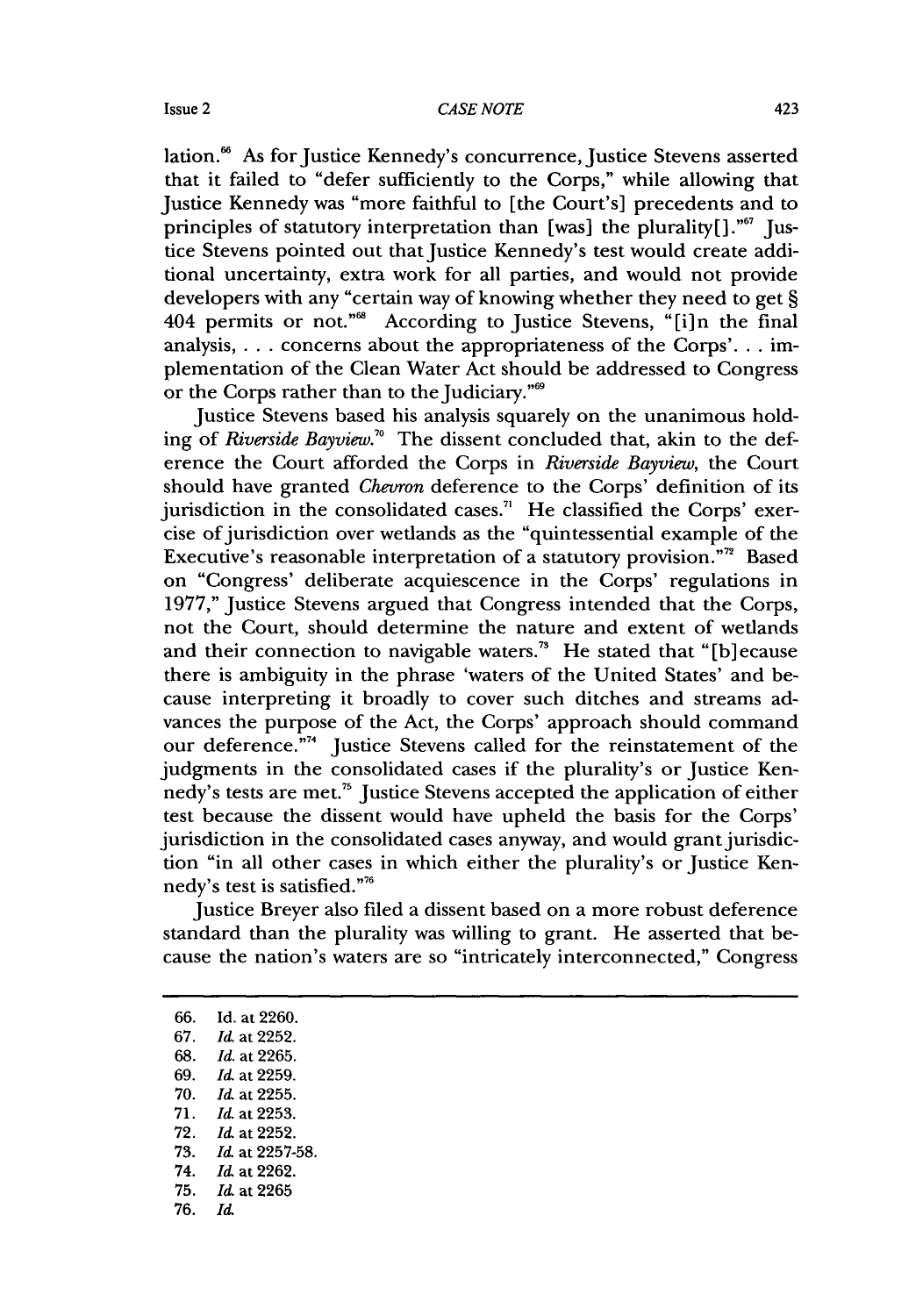lation.[66] As for Justice Kennedy's concurrence, Justice Stevens asserted that it failed to "defer sufficiently to the Corps," while allowing that Justice Kennedy was "more faithful to [the Court's] precedents and to principles of statutory interpretation than [was] the plurality[]."[67] Justice Stevens pointed out that Justice Kennedy's test would create additional uncertainty, extra work for all parties, and would not provide developers with any "certain way of knowing whether they need to get § 404 permits or not."[68] According to Justice Stevens, "[i]n the final analysis, . . . concerns about the appropriateness of the Corps'. . . implementation of the Clean Water Act should be addressed to Congress or the Corps rather than to the Judiciary."[69]

Justice Stevens based his analysis squarely on the unanimous holding of *Riverside Bayview*.[70] The dissent concluded that, akin to the deference the Court afforded the Corps in *Riverside Bayview*, the Court should have granted *Chevron* deference to the Corps' definition of its jurisdiction in the consolidated cases.[71] He classified the Corps' exercise of jurisdiction over wetlands as the "quintessential example of the Executive's reasonable interpretation of a statutory provision."[72] Based on "Congress' deliberate acquiescence in the Corps' regulations in 1977," Justice Stevens argued that Congress intended that the Corps, not the Court, should determine the nature and extent of wetlands and their connection to navigable waters.[73] He stated that "[b]ecause there is ambiguity in the phrase 'waters of the United States' and because interpreting it broadly to cover such ditches and streams advances the purpose of the Act, the Corps' approach should command our deference."[74] Justice Stevens called for the reinstatement of the judgments in the consolidated cases if the plurality's or Justice Kennedy's tests are met.[75] Justice Stevens accepted the application of either test because the dissent would have upheld the basis for the Corps' jurisdiction in the consolidated cases anyway, and would grant jurisdiction "in all other cases in which either the plurality's or Justice Kennedy's test is satisfied."[76]

Justice Breyer also filed a dissent based on a more robust deference standard than the plurality was willing to grant. He asserted that because the nation's waters are so "intricately interconnected," Congress

---

66. Id. at 2260.
67. *Id.* at 2252.
68. *Id.* at 2265.
69. *Id.* at 2259.
70. *Id.* at 2255.
71. *Id.* at 2253.
72. *Id.* at 2252.
73. *Id.* at 2257-58.
74. *Id.* at 2262.
75. *Id.* at 2265
76. *Id.*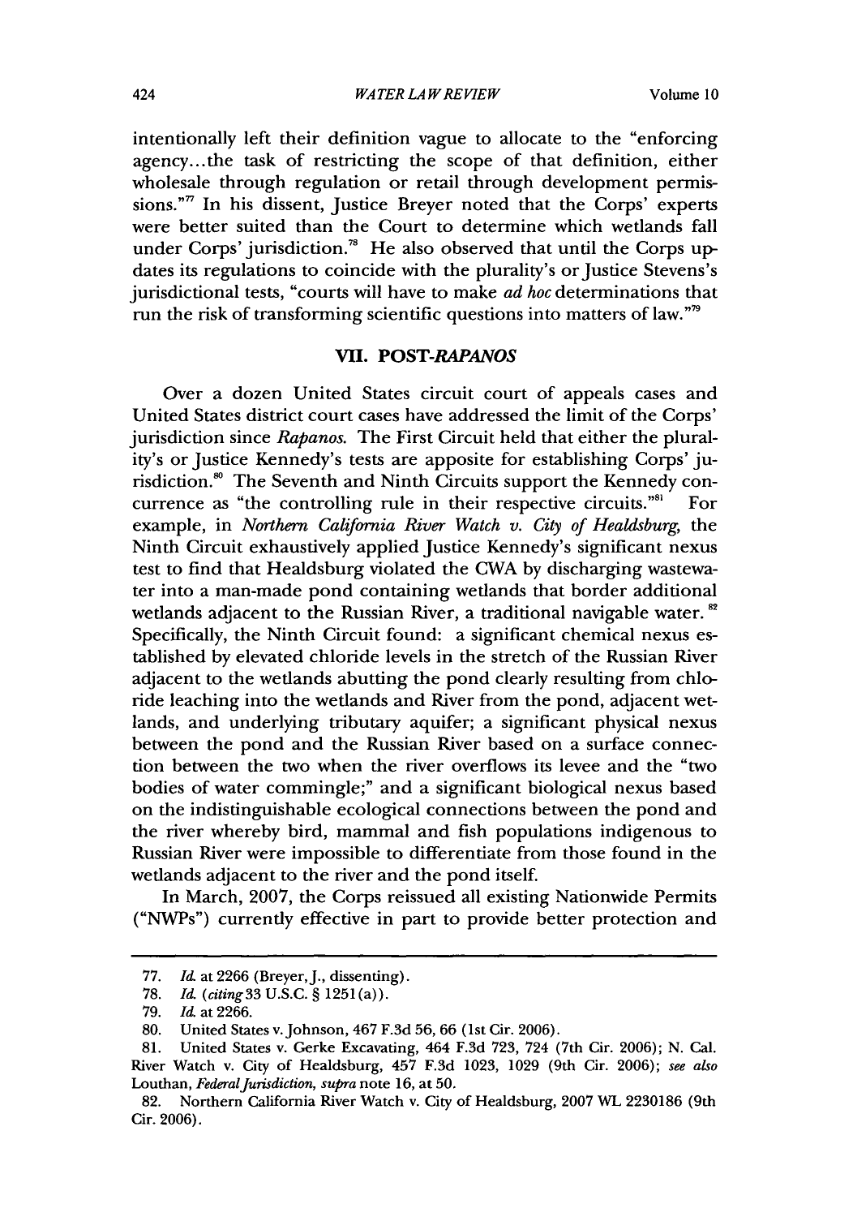intentionally left their definition vague to allocate to the "enforcing agency...the task of restricting the scope of that definition, either wholesale through regulation or retail through development permissions."[77] In his dissent, Justice Breyer noted that the Corps' experts were better suited than the Court to determine which wetlands fall under Corps' jurisdiction.[78] He also observed that until the Corps updates its regulations to coincide with the plurality's or Justice Stevens's jurisdictional tests, "courts will have to make *ad hoc* determinations that run the risk of transforming scientific questions into matters of law."[79]

## VII. POST-*RAPANOS*

Over a dozen United States circuit court of appeals cases and United States district court cases have addressed the limit of the Corps' jurisdiction since *Rapanos*. The First Circuit held that either the plurality's or Justice Kennedy's tests are apposite for establishing Corps' jurisdiction.[80] The Seventh and Ninth Circuits support the Kennedy concurrence as "the controlling rule in their respective circuits."[81] For example, in *Northern California River Watch v. City of Healdsburg*, the Ninth Circuit exhaustively applied Justice Kennedy's significant nexus test to find that Healdsburg violated the CWA by discharging wastewater into a man-made pond containing wetlands that border additional wetlands adjacent to the Russian River, a traditional navigable water.[82] Specifically, the Ninth Circuit found: a significant chemical nexus established by elevated chloride levels in the stretch of the Russian River adjacent to the wetlands abutting the pond clearly resulting from chloride leaching into the wetlands and River from the pond, adjacent wetlands, and underlying tributary aquifer; a significant physical nexus between the pond and the Russian River based on a surface connection between the two when the river overflows its levee and the "two bodies of water commingle;" and a significant biological nexus based on the indistinguishable ecological connections between the pond and the river whereby bird, mammal and fish populations indigenous to Russian River were impossible to differentiate from those found in the wetlands adjacent to the river and the pond itself.

In March, 2007, the Corps reissued all existing Nationwide Permits ("NWPs") currently effective in part to provide better protection and

---

77. *Id.* at 2266 (Breyer, J., dissenting).

78. *Id.* (*citing* 33 U.S.C. § 1251(a)).

79. *Id.* at 2266.

80. United States v. Johnson, 467 F.3d 56, 66 (1st Cir. 2006).

81. United States v. Gerke Excavating, 464 F.3d 723, 724 (7th Cir. 2006); N. Cal. River Watch v. City of Healdsburg, 457 F.3d 1023, 1029 (9th Cir. 2006); *see also* Louthan, *Federal Jurisdiction*, *supra* note 16, at 50.

82. Northern California River Watch v. City of Healdsburg, 2007 WL 2230186 (9th Cir. 2006).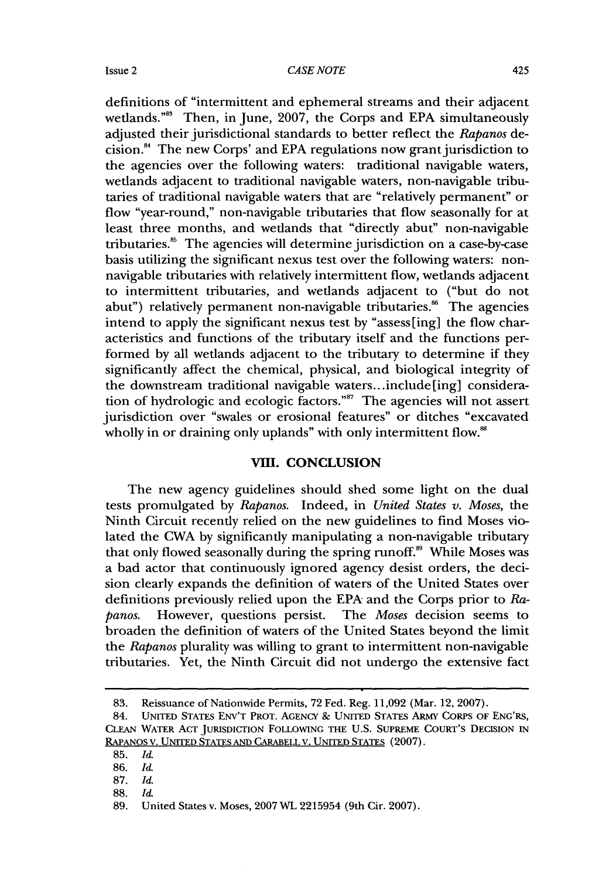definitions of "intermittent and ephemeral streams and their adjacent wetlands."[83] Then, in June, 2007, the Corps and EPA simultaneously adjusted their jurisdictional standards to better reflect the *Rapanos* decision.[84] The new Corps' and EPA regulations now grant jurisdiction to the agencies over the following waters: traditional navigable waters, wetlands adjacent to traditional navigable waters, non-navigable tributaries of traditional navigable waters that are "relatively permanent" or flow "year-round," non-navigable tributaries that flow seasonally for at least three months, and wetlands that "directly abut" non-navigable tributaries.[85] The agencies will determine jurisdiction on a case-by-case basis utilizing the significant nexus test over the following waters: non-navigable tributaries with relatively intermittent flow, wetlands adjacent to intermittent tributaries, and wetlands adjacent to ("but do not abut") relatively permanent non-navigable tributaries.[86] The agencies intend to apply the significant nexus test by "assess[ing] the flow characteristics and functions of the tributary itself and the functions performed by all wetlands adjacent to the tributary to determine if they significantly affect the chemical, physical, and biological integrity of the downstream traditional navigable waters...include[ing] consideration of hydrologic and ecologic factors."[87] The agencies will not assert jurisdiction over "swales or erosional features" or ditches "excavated wholly in or draining only uplands" with only intermittent flow.[88]

## VIII. CONCLUSION

The new agency guidelines should shed some light on the dual tests promulgated by *Rapanos*. Indeed, in *United States v. Moses*, the Ninth Circuit recently relied on the new guidelines to find Moses violated the CWA by significantly manipulating a non-navigable tributary that only flowed seasonally during the spring runoff.[89] While Moses was a bad actor that continuously ignored agency desist orders, the decision clearly expands the definition of waters of the United States over definitions previously relied upon the EPA and the Corps prior to *Rapanos*. However, questions persist. The *Moses* decision seems to broaden the definition of waters of the United States beyond the limit the *Rapanos* plurality was willing to grant to intermittent non-navigable tributaries. Yet, the Ninth Circuit did not undergo the extensive fact

---

83. Reissuance of Nationwide Permits, 72 Fed. Reg. 11,092 (Mar. 12, 2007).

84. UNITED STATES ENV'T PROT. AGENCY & UNITED STATES ARMY CORPS OF ENG'RS, CLEAN WATER ACT JURISDICTION FOLLOWING THE U.S. SUPREME COURT'S DECISION IN RAPANOS V. UNITED STATES AND CARABELL V. UNITED STATES (2007).

85. *Id.*

86. *Id.*

87. *Id.*

88. *Id.*

89. United States v. Moses, 2007 WL 2215954 (9th Cir. 2007).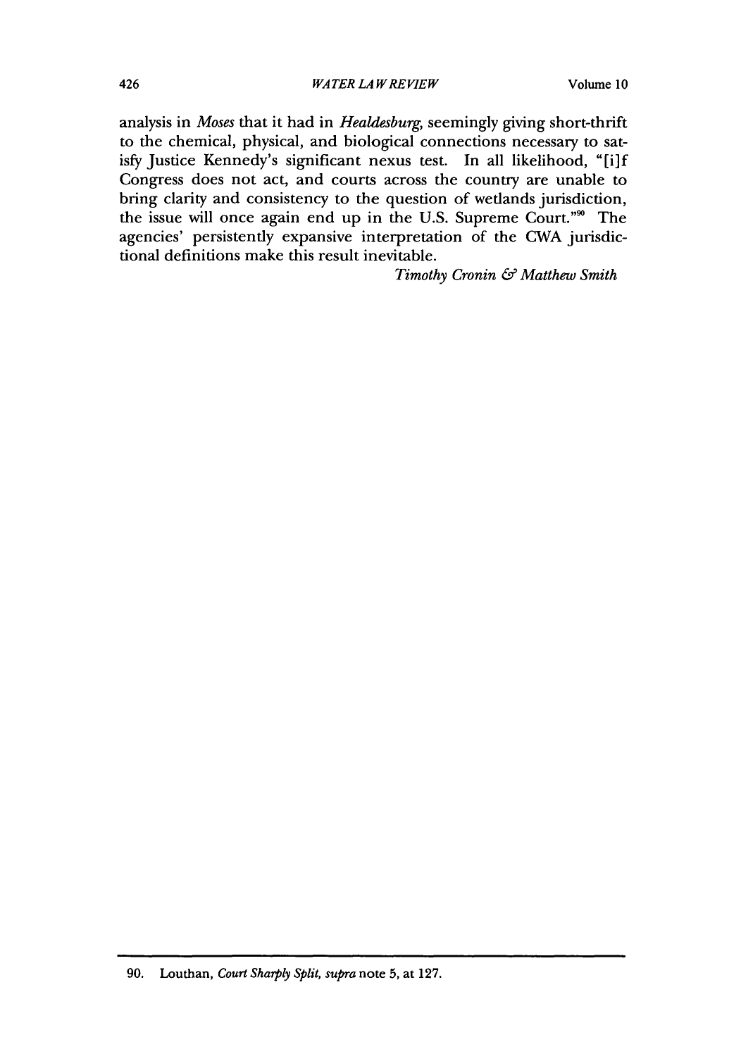analysis in *Moses* that it had in *Healdesburg*, seemingly giving short-thrift to the chemical, physical, and biological connections necessary to satisfy Justice Kennedy's significant nexus test. In all likelihood, "[i]f Congress does not act, and courts across the country are unable to bring clarity and consistency to the question of wetlands jurisdiction, the issue will once again end up in the U.S. Supreme Court."[90] The agencies' persistently expansive interpretation of the CWA jurisdictional definitions make this result inevitable.

*Timothy Cronin & Matthew Smith*

---

90. Louthan, *Court Sharply Split*, *supra* note 5, at 127.